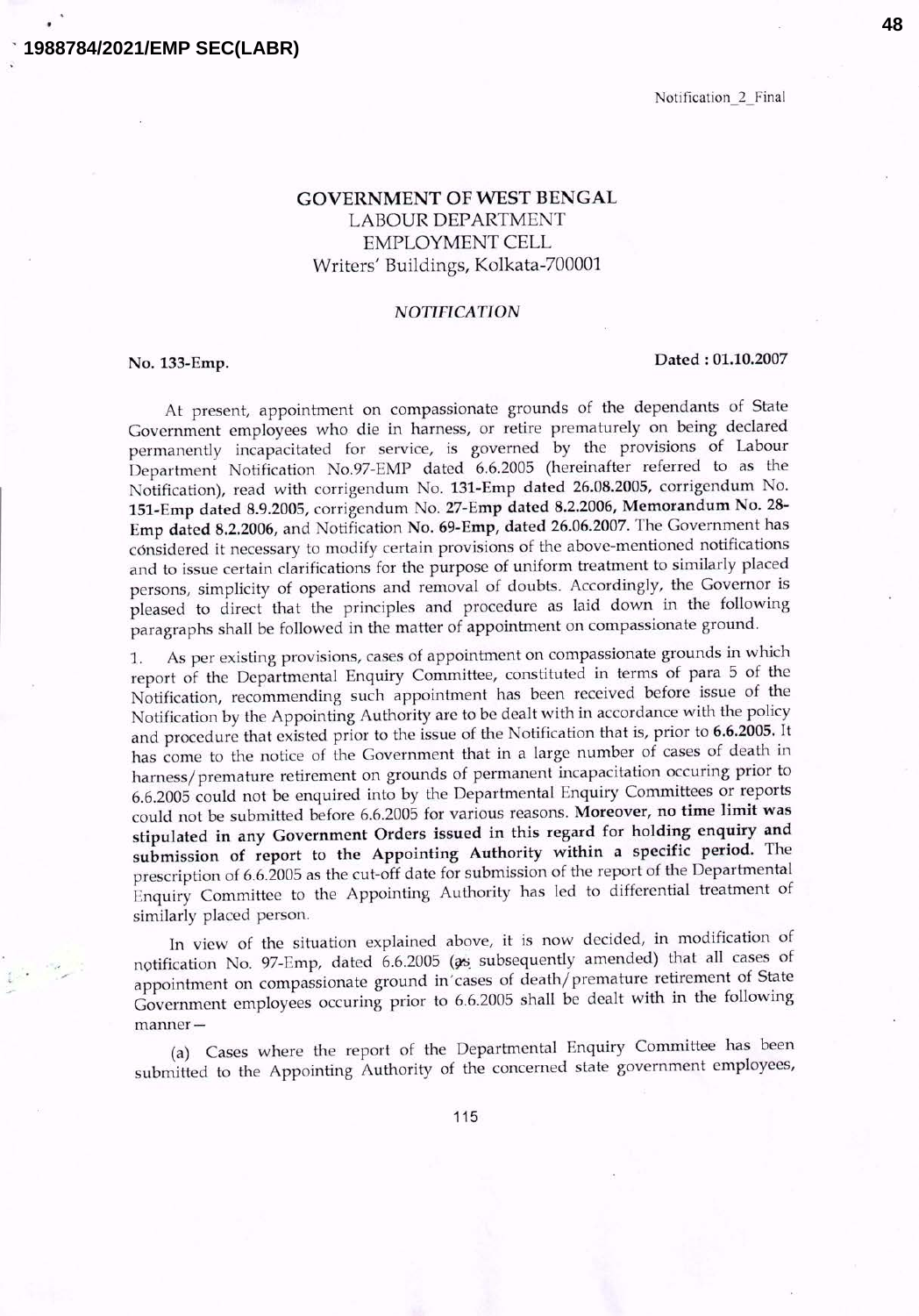# GOVERNMENT OF WEST BENGAL
## LABOUR DEPARTMENT
## EMPLOYMENT CELL
Writers' Buildings, Kolkata-700001

### *NOTIFICATION*

**No. 133-Emp.** **Dated : 01.10.2007**

At present, appointment on compassionate grounds of the dependants of State Government employees who die in harness, or retire prematurely on being declared permanently incapacitated for service, is governed by the provisions of Labour Department Notification No.97-EMP dated 6.6.2005 (hereinafter referred to as the Notification), read with corrigendum No. **131-Emp dated 26.08.2005**, corrigendum No. **151-Emp dated 8.9.2005**, corrigendum No. **27-Emp dated 8.2.2006, Memorandum No. 28-Emp dated 8.2.2006**, and Notification **No. 69-Emp, dated 26.06.2007.** The Government has considered it necessary to modify certain provisions of the above-mentioned notifications and to issue certain clarifications for the purpose of uniform treatment to similarly placed persons, simplicity of operations and removal of doubts. Accordingly, the Governor is pleased to direct that the principles and procedure as laid down in the following paragraphs shall be followed in the matter of appointment on compassionate ground.

1. As per existing provisions, cases of appointment on compassionate grounds in which report of the Departmental Enquiry Committee, constituted in terms of para 5 of the Notification, recommending such appointment has been received before issue of the Notification by the Appointing Authority are to be dealt with in accordance with the policy and procedure that existed prior to the issue of the Notification that is, prior to **6.6.2005.** It has come to the notice of the Government that in a large number of cases of death in harness/premature retirement on grounds of permanent incapacitation occuring prior to 6.6.2005 could not be enquired into by the Departmental Enquiry Committees or reports could not be submitted before 6.6.2005 for various reasons. **Moreover, no time limit was stipulated in any Government Orders issued in this regard for holding enquiry and submission of report to the Appointing Authority within a specific period.** The prescription of 6.6.2005 as the cut-off date for submission of the report of the Departmental Enquiry Committee to the Appointing Authority has led to differential treatment of similarly placed person.

In view of the situation explained above, it is now decided, in modification of notification No. 97-Emp, dated 6.6.2005 (as subsequently amended) that all cases of appointment on compassionate ground in cases of death/premature retirement of State Government employees occuring prior to 6.6.2005 shall be dealt with in the following manner—

(a) Cases where the report of the Departmental Enquiry Committee has been submitted to the Appointing Authority of the concerned state government employees,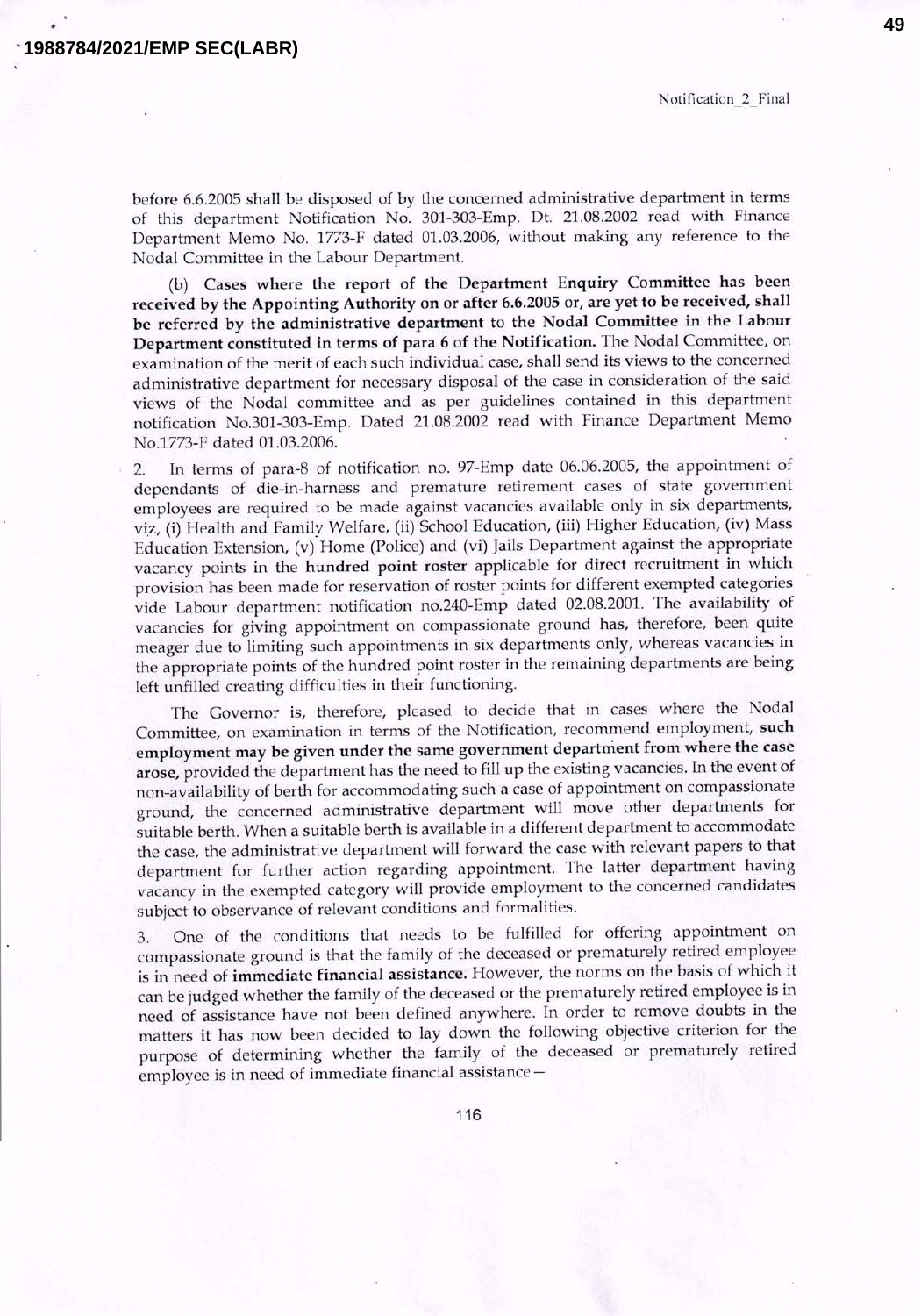before 6.6.2005 shall be disposed of by the concerned administrative department in terms of this department Notification No. 301-303-Emp. Dt. 21.08.2002 read with Finance Department Memo No. 1773-F dated 01.03.2006, without making any reference to the Nodal Committee in the Labour Department.

(b) **Cases where the report of the Department Enquiry Committee has been received by the Appointing Authority on or after 6.6.2005 or, are yet to be received, shall be referred by the administrative department to the Nodal Committee in the Labour Department constituted in terms of para 6 of the Notification.** The Nodal Committee, on examination of the merit of each such individual case, shall send its views to the concerned administrative department for necessary disposal of the case in consideration of the said views of the Nodal committee and as per guidelines contained in this department notification No.301-303-Emp. Dated 21.08.2002 read with Finance Department Memo No.1773-F dated 01.03.2006.

2. In terms of para-8 of notification no. 97-Emp date 06.06.2005, the appointment of dependants of die-in-harness and premature retirement cases of state government employees are required to be made against vacancies available only in six departments, viz, (i) Health and Family Welfare, (ii) School Education, (iii) Higher Education, (iv) Mass Education Extension, (v) Home (Police) and (vi) Jails Department against the appropriate vacancy points in the **hundred point roster** applicable for direct recruitment in which provision has been made for reservation of roster points for different exempted categories vide Labour department notification no.240-Emp dated 02.08.2001. The availability of vacancies for giving appointment on compassionate ground has, therefore, been quite meager due to limiting such appointments in six departments only, whereas vacancies in the appropriate points of the hundred point roster in the remaining departments are being left unfilled creating difficulties in their functioning.

The Governor is, therefore, pleased to decide that in cases where the Nodal Committee, on examination in terms of the Notification, recommend employment, **such employment may be given under the same government department from where the case arose,** provided the department has the need to fill up the existing vacancies. In the event of non-availability of berth for accommodating such a case of appointment on compassionate ground, the concerned administrative department will move other departments for suitable berth. When a suitable berth is available in a different department to accommodate the case, the administrative department will forward the case with relevant papers to that department for further action regarding appointment. The latter department having vacancy in the exempted category will provide employment to the concerned candidates subject to observance of relevant conditions and formalities.

3. One of the conditions that needs to be fulfilled for offering appointment on compassionate ground is that the family of the deceased or prematurely retired employee is in need of **immediate financial assistance.** However, the norms on the basis of which it can be judged whether the family of the deceased or the prematurely retired employee is in need of assistance have not been defined anywhere. In order to remove doubts in the matters it has now been decided to lay down the following objective criterion for the purpose of determining whether the family of the deceased or prematurely retired employee is in need of immediate financial assistance –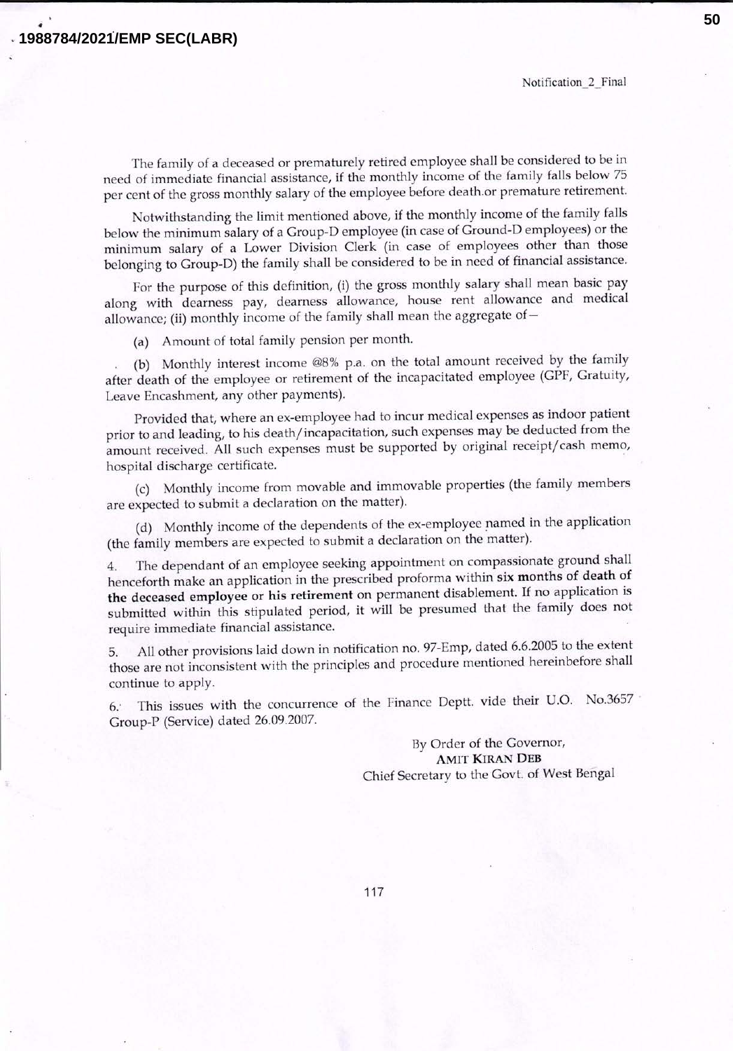The family of a deceased or prematurely retired employee shall be considered to be in need of immediate financial assistance, if the monthly income of the family falls below 75 per cent of the gross monthly salary of the employee before death or premature retirement.

Notwithstanding the limit mentioned above, if the monthly income of the family falls below the minimum salary of a Group-D employee (in case of Ground-D employees) or the minimum salary of a Lower Division Clerk (in case of employees other than those belonging to Group-D) the family shall be considered to be in need of financial assistance.

For the purpose of this definition, (i) the gross monthly salary shall mean basic pay along with dearness pay, dearness allowance, house rent allowance and medical allowance; (ii) monthly income of the family shall mean the aggregate of—

(a) Amount of total family pension per month.

(b) Monthly interest income @8% p.a. on the total amount received by the family after death of the employee or retirement of the incapacitated employee (GPF, Gratuity, Leave Encashment, any other payments).

Provided that, where an ex-employee had to incur medical expenses as indoor patient prior to and leading, to his death/incapacitation, such expenses may be deducted from the amount received. All such expenses must be supported by original receipt/cash memo, hospital discharge certificate.

(c) Monthly income from movable and immovable properties (the family members are expected to submit a declaration on the matter).

(d) Monthly income of the dependents of the ex-employee named in the application (the family members are expected to submit a declaration on the matter).

4. The dependant of an employee seeking appointment on compassionate ground shall henceforth make an application in the prescribed proforma within **six months of death of the deceased employee** or **his retirement** on permanent disablement. If no application is submitted within this stipulated period, it will be presumed that the family does not require immediate financial assistance.

5. All other provisions laid down in notification no. 97-Emp, dated 6.6.2005 to the extent those are not inconsistent with the principles and procedure mentioned hereinbefore shall continue to apply.

6. This issues with the concurrence of the Finance Deptt. vide their U.O. No.3657 Group-P (Service) dated 26.09.2007.

By Order of the Governor,
AMIT KIRAN DEB
Chief Secretary to the Govt. of West Bengal